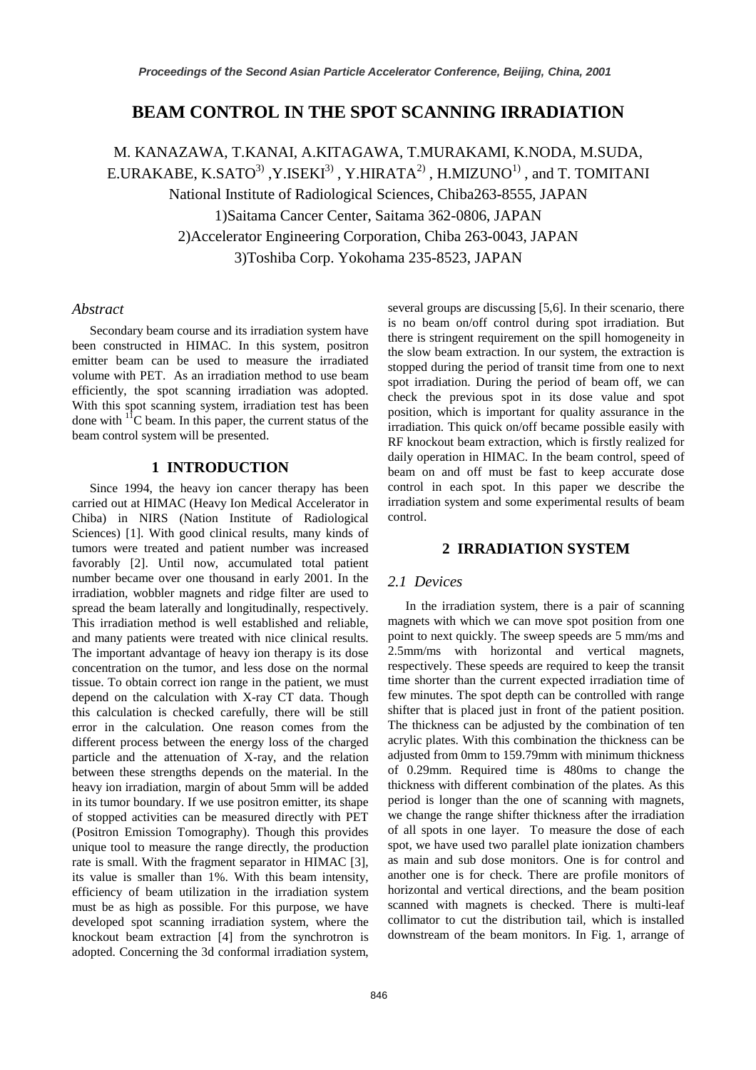# BEAM CONTROL IN THE SPOT SCANNING IRRADIATION

M. KANAZAWA, T.KANAI, A.KITAGAWA, T.MURAKAMI, K.NODA, M.SUDA, E.URAKABE, K.SATO[3) ,Y.ISEKI[3) , Y.HIRATA[2) , H.MIZUNO[1) , and T. TOMITANI

National Institute of Radiological Sciences, Chiba263-8555, JAPAN

1)Saitama Cancer Center, Saitama 362-0806, JAPAN

2)Accelerator Engineering Corporation, Chiba 263-0043, JAPAN

3)Toshiba Corp. Yokohama 235-8523, JAPAN

### *Abstract*

Secondary beam course and its irradiation system have been constructed in HIMAC. In this system, positron emitter beam can be used to measure the irradiated volume with PET. As an irradiation method to use beam efficiently, the spot scanning irradiation was adopted. With this spot scanning system, irradiation test has been done with $^{11}$C beam. In this paper, the current status of the beam control system will be presented.

## 1 INTRODUCTION

Since 1994, the heavy ion cancer therapy has been carried out at HIMAC (Heavy Ion Medical Accelerator in Chiba) in NIRS (Nation Institute of Radiological Sciences) [1]. With good clinical results, many kinds of tumors were treated and patient number was increased favorably [2]. Until now, accumulated total patient number became over one thousand in early 2001. In the irradiation, wobbler magnets and ridge filter are used to spread the beam laterally and longitudinally, respectively. This irradiation method is well established and reliable, and many patients were treated with nice clinical results. The important advantage of heavy ion therapy is its dose concentration on the tumor, and less dose on the normal tissue. To obtain correct ion range in the patient, we must depend on the calculation with X-ray CT data. Though this calculation is checked carefully, there will be still error in the calculation. One reason comes from the different process between the energy loss of the charged particle and the attenuation of X-ray, and the relation between these strengths depends on the material. In the heavy ion irradiation, margin of about 5mm will be added in its tumor boundary. If we use positron emitter, its shape of stopped activities can be measured directly with PET (Positron Emission Tomography). Though this provides unique tool to measure the range directly, the production rate is small. With the fragment separator in HIMAC [3], its value is smaller than 1%. With this beam intensity, efficiency of beam utilization in the irradiation system must be as high as possible. For this purpose, we have developed spot scanning irradiation system, where the knockout beam extraction [4] from the synchrotron is adopted. Concerning the 3d conformal irradiation system, several groups are discussing [5,6]. In their scenario, there is no beam on/off control during spot irradiation. But there is stringent requirement on the spill homogeneity in the slow beam extraction. In our system, the extraction is stopped during the period of transit time from one to next spot irradiation. During the period of beam off, we can check the previous spot in its dose value and spot position, which is important for quality assurance in the irradiation. This quick on/off became possible easily with RF knockout beam extraction, which is firstly realized for daily operation in HIMAC. In the beam control, speed of beam on and off must be fast to keep accurate dose control in each spot. In this paper we describe the irradiation system and some experimental results of beam control.

## 2 IRRADIATION SYSTEM

### *2.1 Devices*

In the irradiation system, there is a pair of scanning magnets with which we can move spot position from one point to next quickly. The sweep speeds are 5 mm/ms and 2.5mm/ms with horizontal and vertical magnets, respectively. These speeds are required to keep the transit time shorter than the current expected irradiation time of few minutes. The spot depth can be controlled with range shifter that is placed just in front of the patient position. The thickness can be adjusted by the combination of ten acrylic plates. With this combination the thickness can be adjusted from 0mm to 159.79mm with minimum thickness of 0.29mm. Required time is 480ms to change the thickness with different combination of the plates. As this period is longer than the one of scanning with magnets, we change the range shifter thickness after the irradiation of all spots in one layer. To measure the dose of each spot, we have used two parallel plate ionization chambers as main and sub dose monitors. One is for control and another one is for check. There are profile monitors of horizontal and vertical directions, and the beam position scanned with magnets is checked. There is multi-leaf collimator to cut the distribution tail, which is installed downstream of the beam monitors. In Fig. 1, arrange of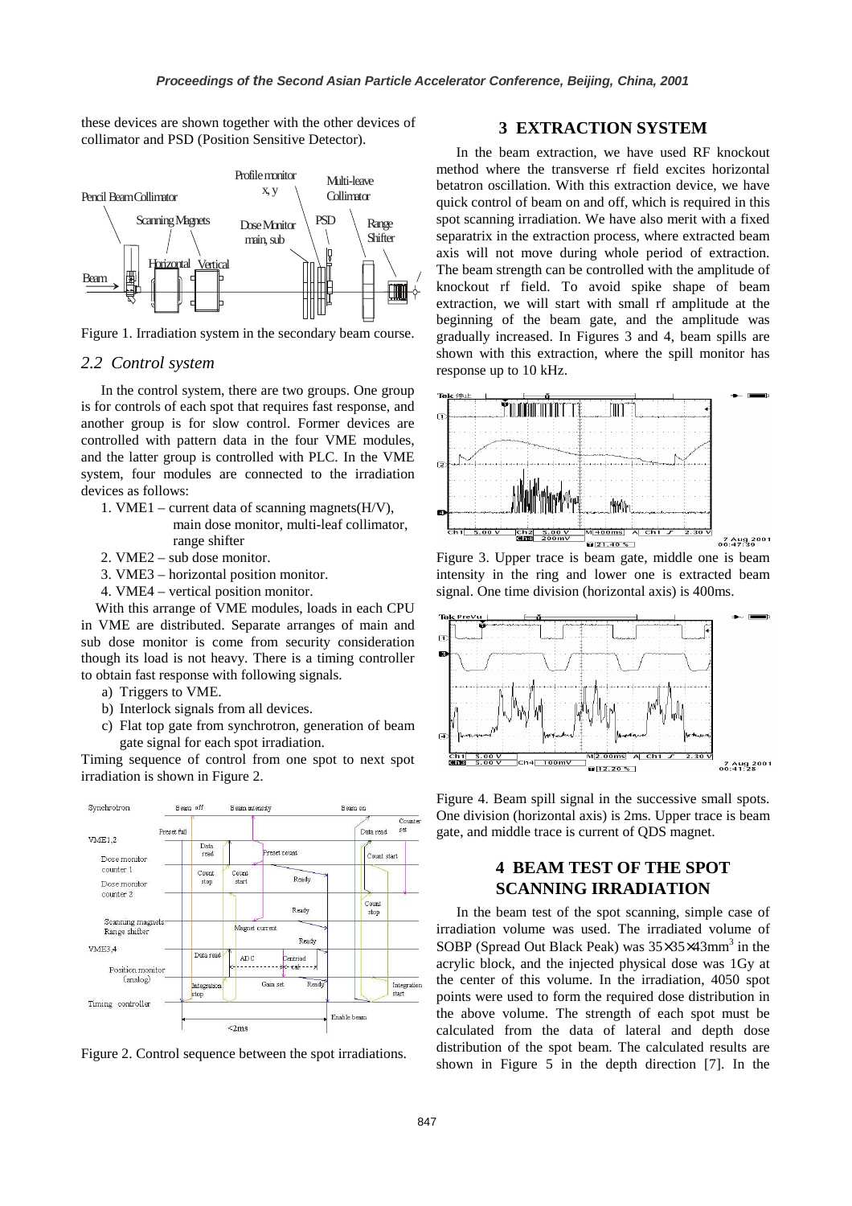these devices are shown together with the other devices of collimator and PSD (Position Sensitive Detector).

Figure 1. Irradiation system in the secondary beam course.

### *2.2 Control system*

In the control system, there are two groups. One group is for controls of each spot that requires fast response, and another group is for slow control. Former devices are controlled with pattern data in the four VME modules, and the latter group is controlled with PLC. In the VME system, four modules are connected to the irradiation devices as follows:

1. VME1 – current data of scanning magnets(H/V), main dose monitor, multi-leaf collimator, range shifter
2. VME2 – sub dose monitor.
3. VME3 – horizontal position monitor.
4. VME4 – vertical position monitor.

With this arrange of VME modules, loads in each CPU in VME are distributed. Separate arranges of main and sub dose monitor is come from security consideration though its load is not heavy. There is a timing controller to obtain fast response with following signals.

a) Triggers to VME.
b) Interlock signals from all devices.
c) Flat top gate from synchrotron, generation of beam gate signal for each spot irradiation.

Timing sequence of control from one spot to next spot irradiation is shown in Figure 2.

Figure 2. Control sequence between the spot irradiations.

## 3 EXTRACTION SYSTEM

In the beam extraction, we have used RF knockout method where the transverse rf field excites horizontal betatron oscillation. With this extraction device, we have quick control of beam on and off, which is required in this spot scanning irradiation. We have also merit with a fixed separatrix in the extraction process, where extracted beam axis will not move during whole period of extraction. The beam strength can be controlled with the amplitude of knockout rf field. To avoid spike shape of beam extraction, we will start with small rf amplitude at the beginning of the beam gate, and the amplitude was gradually increased. In Figures 3 and 4, beam spills are shown with this extraction, where the spill monitor has response up to 10 kHz.

Figure 3. Upper trace is beam gate, middle one is beam intensity in the ring and lower one is extracted beam signal. One time division (horizontal axis) is 400ms.

Figure 4. Beam spill signal in the successive small spots. One division (horizontal axis) is 2ms. Upper trace is beam gate, and middle trace is current of QDS magnet.

## 4 BEAM TEST OF THE SPOT SCANNING IRRADIATION

In the beam test of the spot scanning, simple case of irradiation volume was used. The irradiated volume of SOBP (Spread Out Black Peak) was $35\times35\times43\text{mm}^3$ in the acrylic block, and the injected physical dose was 1Gy at the center of this volume. In the irradiation, 4050 spot points were used to form the required dose distribution in the above volume. The strength of each spot must be calculated from the data of lateral and depth dose distribution of the spot beam. The calculated results are shown in Figure 5 in the depth direction [7]. In the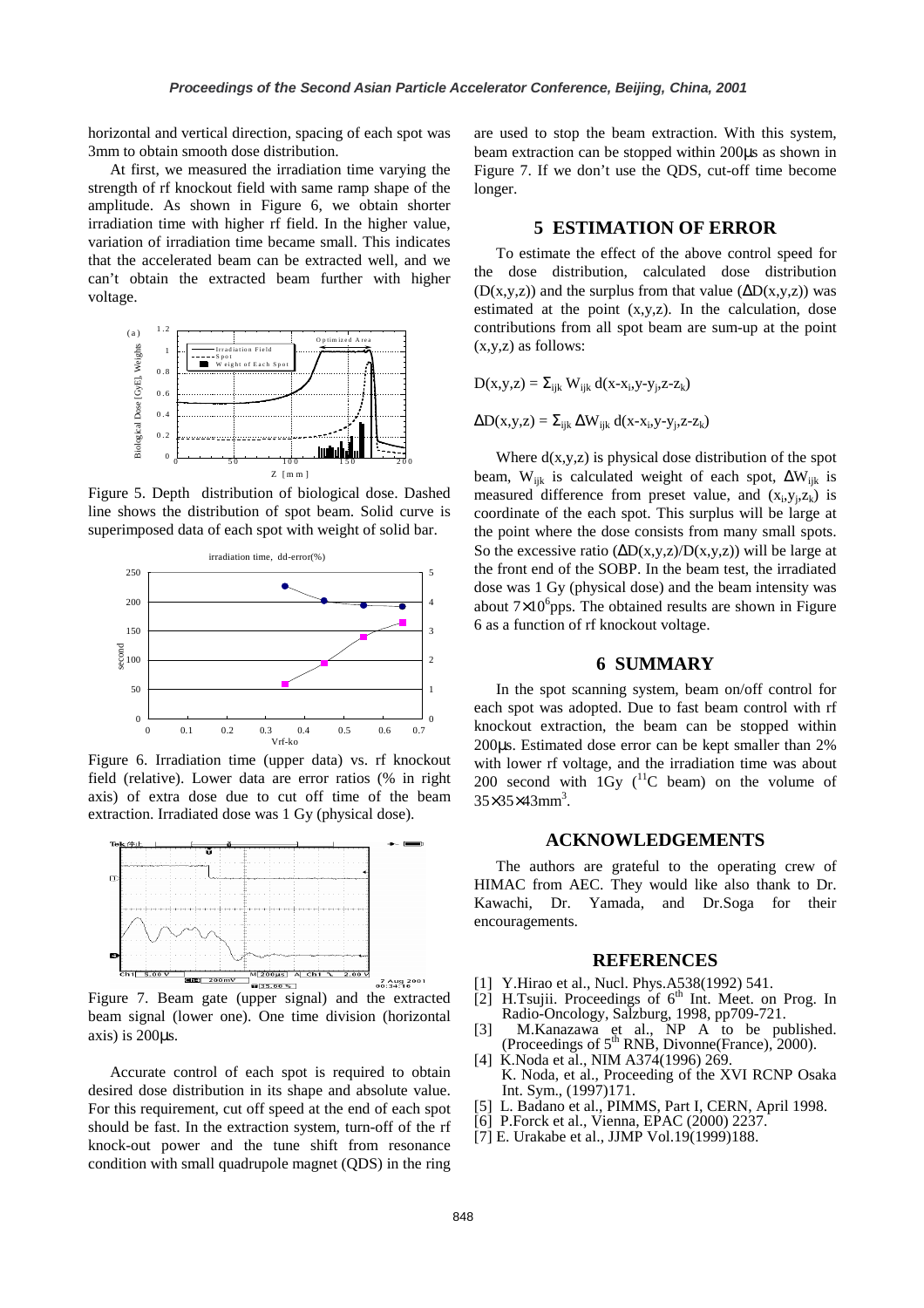horizontal and vertical direction, spacing of each spot was 3mm to obtain smooth dose distribution.

At first, we measured the irradiation time varying the strength of rf knockout field with same ramp shape of the amplitude. As shown in Figure 6, we obtain shorter irradiation time with higher rf field. In the higher value, variation of irradiation time became small. This indicates that the accelerated beam can be extracted well, and we can't obtain the extracted beam further with higher voltage.

(a)
Optimized Area
Irradiation Field
Spot
Weight of Each Spot
Biological Dose [GyE], Weights
1.2
1
0.8
0.6
0.4
0.2
0
0
50
100
150
200
Z [mm]

Figure 5. Depth distribution of biological dose. Dashed line shows the distribution of spot beam. Solid curve is superimposed data of each spot with weight of solid bar.

irradiation time, dd-error(%)
second
250
200
150
100
50
0
5
4
3
2
1
0
0
0.1
0.2
0.3
0.4
0.5
0.6
0.7
Vrf-ko

Figure 6. Irradiation time (upper data) vs. rf knockout field (relative). Lower data are error ratios (% in right axis) of extra dose due to cut off time of the beam extraction. Irradiated dose was 1 Gy (physical dose).

Figure 7. Beam gate (upper signal) and the extracted beam signal (lower one). One time division (horizontal axis) is 200μs.

Accurate control of each spot is required to obtain desired dose distribution in its shape and absolute value. For this requirement, cut off speed at the end of each spot should be fast. In the extraction system, turn-off of the rf knock-out power and the tune shift from resonance condition with small quadrupole magnet (QDS) in the ring are used to stop the beam extraction. With this system, beam extraction can be stopped within 200μs as shown in Figure 7. If we don't use the QDS, cut-off time become longer.

## 5 ESTIMATION OF ERROR

To estimate the effect of the above control speed for the dose distribution, calculated dose distribution ($D(x,y,z)$) and the surplus from that value ($\Delta D(x,y,z)$) was estimated at the point (x,y,z). In the calculation, dose contributions from all spot beam are sum-up at the point (x,y,z) as follows:

$$D(x,y,z) = \Sigma_{ijk} W_{ijk}\, d(x-x_i, y-y_j, z-z_k)$$

$$\Delta D(x,y,z) = \Sigma_{ijk} \Delta W_{ijk}\, d(x-x_i, y-y_j, z-z_k)$$

Where $d(x,y,z)$ is physical dose distribution of the spot beam, $W_{ijk}$ is calculated weight of each spot, $\Delta W_{ijk}$ is measured difference from preset value, and $(x_i, y_j, z_k)$ is coordinate of the each spot. This surplus will be large at the point where the dose consists from many small spots. So the excessive ratio ($\Delta D(x,y,z)/D(x,y,z)$) will be large at the front end of the SOBP. In the beam test, the irradiated dose was 1 Gy (physical dose) and the beam intensity was about $7\times10^6$pps. The obtained results are shown in Figure 6 as a function of rf knockout voltage.

## 6 SUMMARY

In the spot scanning system, beam on/off control for each spot was adopted. Due to fast beam control with rf knockout extraction, the beam can be stopped within 200μs. Estimated dose error can be kept smaller than 2% with lower rf voltage, and the irradiation time was about 200 second with 1Gy ($^{11}C$ beam) on the volume of $35\times35\times43mm^3$.

## ACKNOWLEDGEMENTS

The authors are grateful to the operating crew of HIMAC from AEC. They would like also thank to Dr. Kawachi, Dr. Yamada, and Dr.Soga for their encouragements.

## REFERENCES

[1] Y.Hirao et al., Nucl. Phys.A538(1992) 541.
[2] H.Tsujii. Proceedings of 6th Int. Meet. on Prog. In Radio-Oncology, Salzburg, 1998, pp709-721.
[3] M.Kanazawa et al., NP A to be published. (Proceedings of 5th RNB, Divonne(France), 2000).
[4] K.Noda et al., NIM A374(1996) 269. K. Noda, et al., Proceeding of the XVI RCNP Osaka Int. Sym., (1997)171.
[5] L. Badano et al., PIMMS, Part I, CERN, April 1998.
[6] P.Forck et al., Vienna, EPAC (2000) 2237.
[7] E. Urakabe et al., JJMP Vol.19(1999)188.